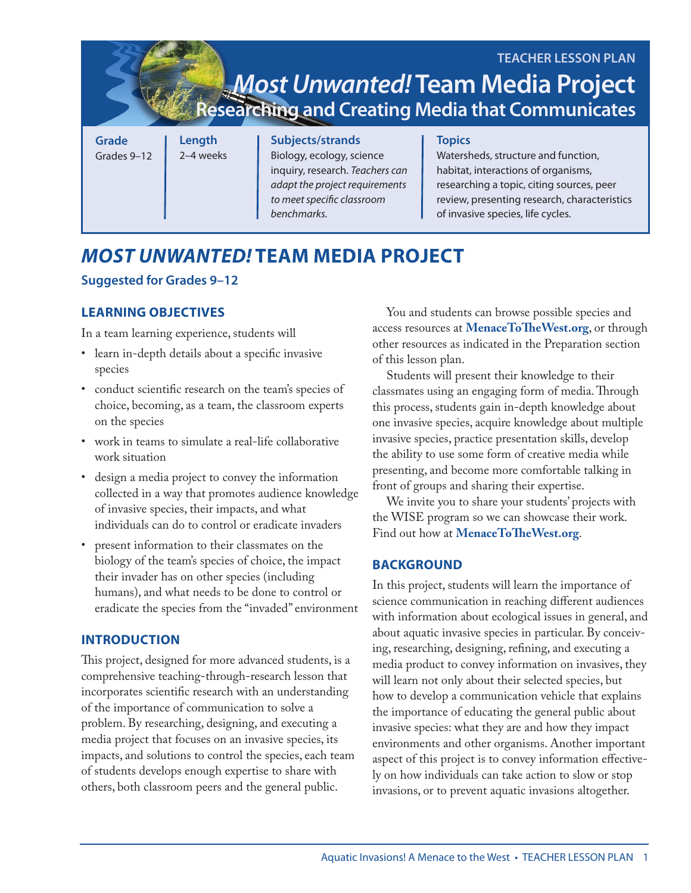TEACHER LESSON PLAN

# *Most Unwanted!* Team Media Project

## Researching and Creating Media that Communicates

| Grade | Length | Subjects/strands | Topics |
| --- | --- | --- | --- |
| Grades 9–12 | 2–4 weeks | Biology, ecology, science inquiry, research. *Teachers can adapt the project requirements to meet specific classroom benchmarks.* | Watersheds, structure and function, habitat, interactions of organisms, researching a topic, citing sources, peer review, presenting research, characteristics of invasive species, life cycles. |

# *MOST UNWANTED!* TEAM MEDIA PROJECT

**Suggested for Grades 9–12**

## LEARNING OBJECTIVES

In a team learning experience, students will

- learn in-depth details about a specific invasive species
- conduct scientific research on the team's species of choice, becoming, as a team, the classroom experts on the species
- work in teams to simulate a real-life collaborative work situation
- design a media project to convey the information collected in a way that promotes audience knowledge of invasive species, their impacts, and what individuals can do to control or eradicate invaders
- present information to their classmates on the biology of the team's species of choice, the impact their invader has on other species (including humans), and what needs to be done to control or eradicate the species from the "invaded" environment

## INTRODUCTION

This project, designed for more advanced students, is a comprehensive teaching-through-research lesson that incorporates scientific research with an understanding of the importance of communication to solve a problem. By researching, designing, and executing a media project that focuses on an invasive species, its impacts, and solutions to control the species, each team of students develops enough expertise to share with others, both classroom peers and the general public.

You and students can browse possible species and access resources at **MenaceToTheWest.org**, or through other resources as indicated in the Preparation section of this lesson plan.

Students will present their knowledge to their classmates using an engaging form of media. Through this process, students gain in-depth knowledge about one invasive species, acquire knowledge about multiple invasive species, practice presentation skills, develop the ability to use some form of creative media while presenting, and become more comfortable talking in front of groups and sharing their expertise.

We invite you to share your students' projects with the WISE program so we can showcase their work. Find out how at **MenaceToTheWest.org**.

## BACKGROUND

In this project, students will learn the importance of science communication in reaching different audiences with information about ecological issues in general, and about aquatic invasive species in particular. By conceiving, researching, designing, refining, and executing a media product to convey information on invasives, they will learn not only about their selected species, but how to develop a communication vehicle that explains the importance of educating the general public about invasive species: what they are and how they impact environments and other organisms. Another important aspect of this project is to convey information effectively on how individuals can take action to slow or stop invasions, or to prevent aquatic invasions altogether.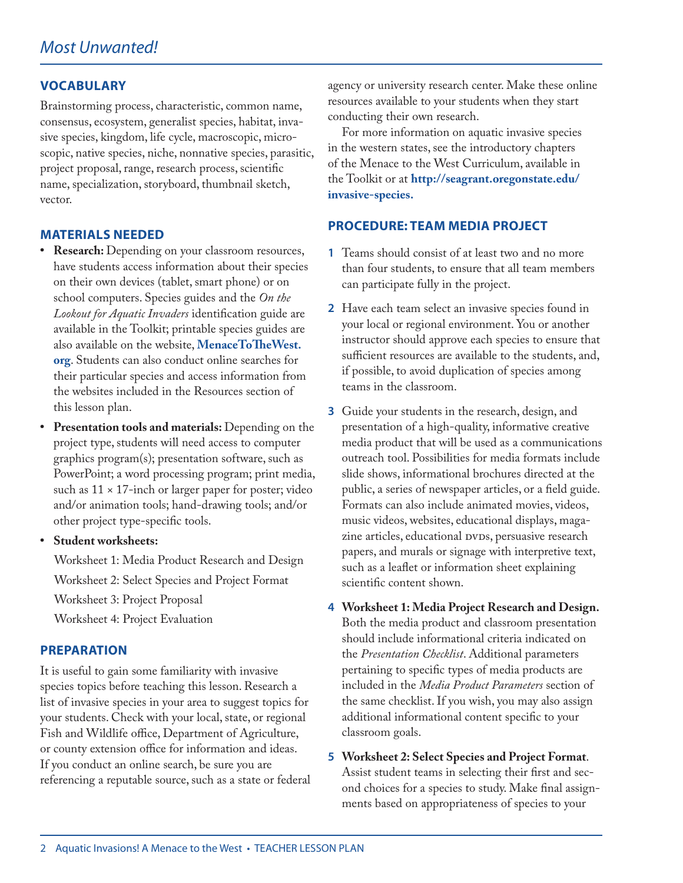## VOCABULARY

Brainstorming process, characteristic, common name, consensus, ecosystem, generalist species, habitat, invasive species, kingdom, life cycle, macroscopic, microscopic, native species, niche, nonnative species, parasitic, project proposal, range, research process, scientific name, specialization, storyboard, thumbnail sketch, vector.

## MATERIALS NEEDED

- **Research:** Depending on your classroom resources, have students access information about their species on their own devices (tablet, smart phone) or on school computers. Species guides and the *On the Lookout for Aquatic Invaders* identification guide are available in the Toolkit; printable species guides are also available on the website, **MenaceToTheWest.org**. Students can also conduct online searches for their particular species and access information from the websites included in the Resources section of this lesson plan.
- **Presentation tools and materials:** Depending on the project type, students will need access to computer graphics program(s); presentation software, such as PowerPoint; a word processing program; print media, such as 11 × 17-inch or larger paper for poster; video and/or animation tools; hand-drawing tools; and/or other project type-specific tools.
- **Student worksheets:**

  Worksheet 1: Media Product Research and Design

  Worksheet 2: Select Species and Project Format

  Worksheet 3: Project Proposal

  Worksheet 4: Project Evaluation

## PREPARATION

It is useful to gain some familiarity with invasive species topics before teaching this lesson. Research a list of invasive species in your area to suggest topics for your students. Check with your local, state, or regional Fish and Wildlife office, Department of Agriculture, or county extension office for information and ideas. If you conduct an online search, be sure you are referencing a reputable source, such as a state or federal agency or university research center. Make these online resources available to your students when they start conducting their own research.

For more information on aquatic invasive species in the western states, see the introductory chapters of the Menace to the West Curriculum, available in the Toolkit or at **http://seagrant.oregonstate.edu/invasive-species.**

## PROCEDURE: TEAM MEDIA PROJECT

1. Teams should consist of at least two and no more than four students, to ensure that all team members can participate fully in the project.
2. Have each team select an invasive species found in your local or regional environment. You or another instructor should approve each species to ensure that sufficient resources are available to the students, and, if possible, to avoid duplication of species among teams in the classroom.
3. Guide your students in the research, design, and presentation of a high-quality, informative creative media product that will be used as a communications outreach tool. Possibilities for media formats include slide shows, informational brochures directed at the public, a series of newspaper articles, or a field guide. Formats can also include animated movies, videos, music videos, websites, educational displays, magazine articles, educational DVDs, persuasive research papers, and murals or signage with interpretive text, such as a leaflet or information sheet explaining scientific content shown.
4. **Worksheet 1: Media Project Research and Design.** Both the media product and classroom presentation should include informational criteria indicated on the *Presentation Checklist*. Additional parameters pertaining to specific types of media products are included in the *Media Product Parameters* section of the same checklist. If you wish, you may also assign additional informational content specific to your classroom goals.
5. **Worksheet 2: Select Species and Project Format**. Assist student teams in selecting their first and second choices for a species to study. Make final assignments based on appropriateness of species to your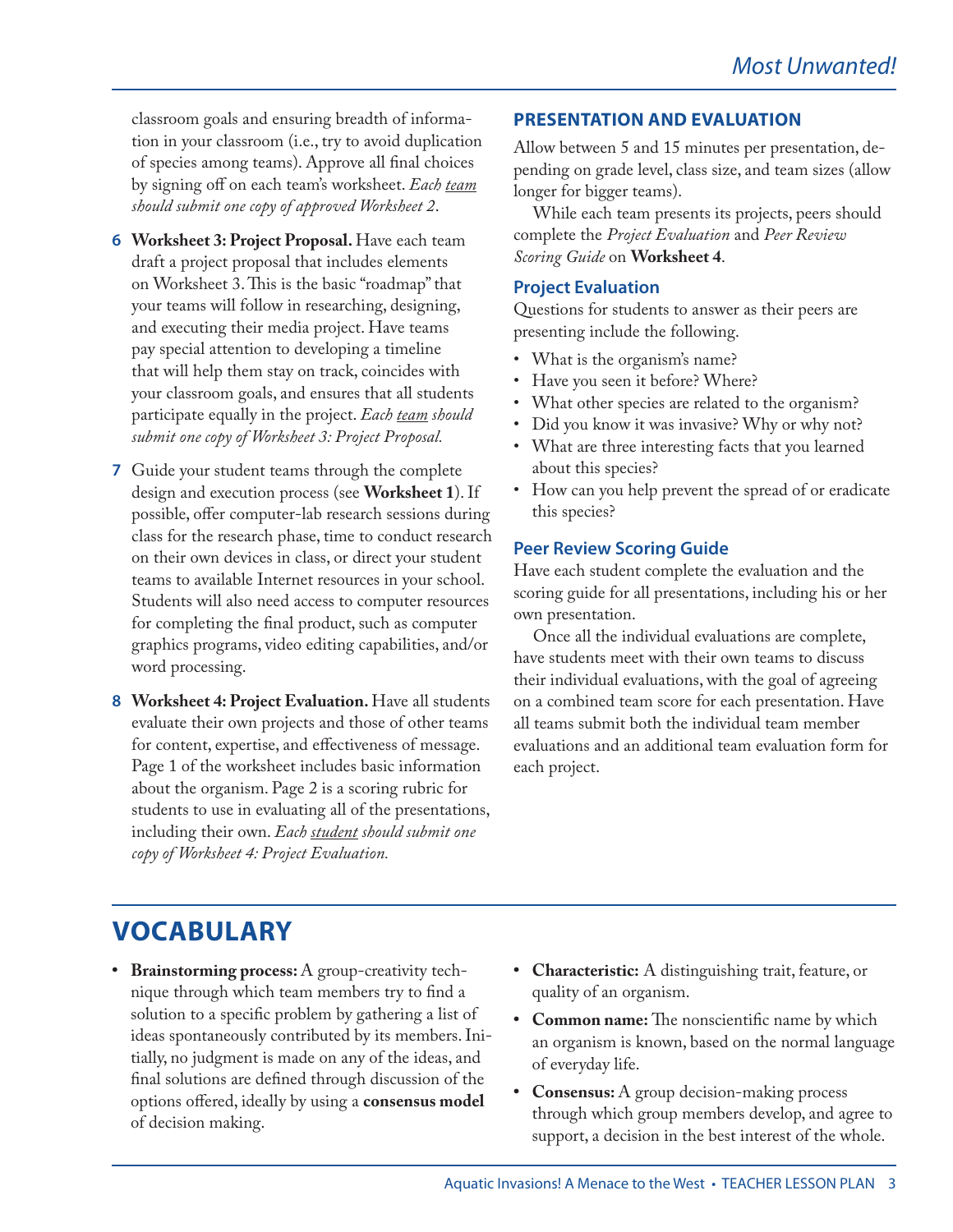classroom goals and ensuring breadth of information in your classroom (i.e., try to avoid duplication of species among teams). Approve all final choices by signing off on each team's worksheet. *Each team should submit one copy of approved Worksheet 2.*

6. **Worksheet 3: Project Proposal.** Have each team draft a project proposal that includes elements on Worksheet 3. This is the basic "roadmap" that your teams will follow in researching, designing, and executing their media project. Have teams pay special attention to developing a timeline that will help them stay on track, coincides with your classroom goals, and ensures that all students participate equally in the project. *Each team should submit one copy of Worksheet 3: Project Proposal.*

7. Guide your student teams through the complete design and execution process (see **Worksheet 1**). If possible, offer computer-lab research sessions during class for the research phase, time to conduct research on their own devices in class, or direct your student teams to available Internet resources in your school. Students will also need access to computer resources for completing the final product, such as computer graphics programs, video editing capabilities, and/or word processing.

8. **Worksheet 4: Project Evaluation.** Have all students evaluate their own projects and those of other teams for content, expertise, and effectiveness of message. Page 1 of the worksheet includes basic information about the organism. Page 2 is a scoring rubric for students to use in evaluating all of the presentations, including their own. *Each student should submit one copy of Worksheet 4: Project Evaluation.*

## PRESENTATION AND EVALUATION

Allow between 5 and 15 minutes per presentation, depending on grade level, class size, and team sizes (allow longer for bigger teams).

While each team presents its projects, peers should complete the *Project Evaluation* and *Peer Review Scoring Guide* on **Worksheet 4**.

### Project Evaluation

Questions for students to answer as their peers are presenting include the following.

- What is the organism's name?
- Have you seen it before? Where?
- What other species are related to the organism?
- Did you know it was invasive? Why or why not?
- What are three interesting facts that you learned about this species?
- How can you help prevent the spread of or eradicate this species?

### Peer Review Scoring Guide

Have each student complete the evaluation and the scoring guide for all presentations, including his or her own presentation.

Once all the individual evaluations are complete, have students meet with their own teams to discuss their individual evaluations, with the goal of agreeing on a combined team score for each presentation. Have all teams submit both the individual team member evaluations and an additional team evaluation form for each project.

## VOCABULARY

- **Brainstorming process:** A group-creativity technique through which team members try to find a solution to a specific problem by gathering a list of ideas spontaneously contributed by its members. Initially, no judgment is made on any of the ideas, and final solutions are defined through discussion of the options offered, ideally by using a **consensus model** of decision making.
- **Characteristic:** A distinguishing trait, feature, or quality of an organism.
- **Common name:** The nonscientific name by which an organism is known, based on the normal language of everyday life.
- **Consensus:** A group decision-making process through which group members develop, and agree to support, a decision in the best interest of the whole.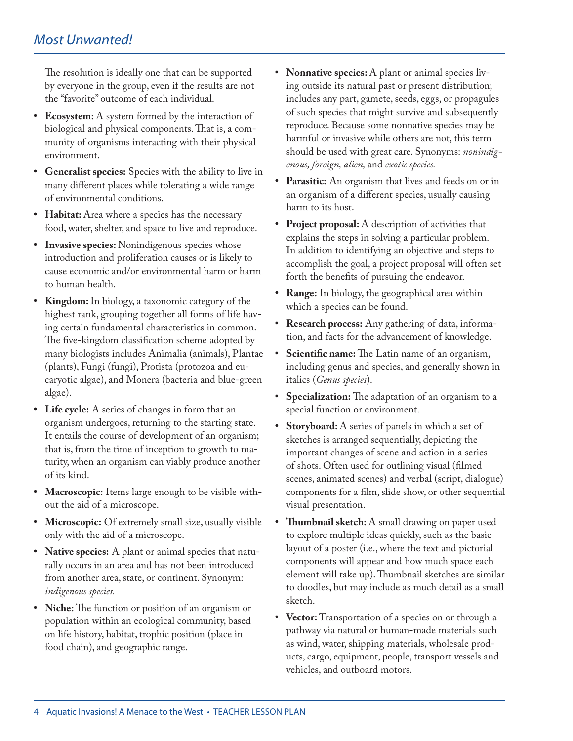The resolution is ideally one that can be supported by everyone in the group, even if the results are not the "favorite" outcome of each individual.

- **Ecosystem:** A system formed by the interaction of biological and physical components. That is, a community of organisms interacting with their physical environment.
- **Generalist species:** Species with the ability to live in many different places while tolerating a wide range of environmental conditions.
- **Habitat:** Area where a species has the necessary food, water, shelter, and space to live and reproduce.
- **Invasive species:** Nonindigenous species whose introduction and proliferation causes or is likely to cause economic and/or environmental harm or harm to human health.
- **Kingdom:** In biology, a taxonomic category of the highest rank, grouping together all forms of life having certain fundamental characteristics in common. The five-kingdom classification scheme adopted by many biologists includes Animalia (animals), Plantae (plants), Fungi (fungi), Protista (protozoa and eucaryotic algae), and Monera (bacteria and blue-green algae).
- **Life cycle:** A series of changes in form that an organism undergoes, returning to the starting state. It entails the course of development of an organism; that is, from the time of inception to growth to maturity, when an organism can viably produce another of its kind.
- **Macroscopic:** Items large enough to be visible without the aid of a microscope.
- **Microscopic:** Of extremely small size, usually visible only with the aid of a microscope.
- **Native species:** A plant or animal species that naturally occurs in an area and has not been introduced from another area, state, or continent. Synonym: *indigenous species.*
- **Niche:** The function or position of an organism or population within an ecological community, based on life history, habitat, trophic position (place in food chain), and geographic range.
- **Nonnative species:** A plant or animal species living outside its natural past or present distribution; includes any part, gamete, seeds, eggs, or propagules of such species that might survive and subsequently reproduce. Because some nonnative species may be harmful or invasive while others are not, this term should be used with great care. Synonyms: *nonindigenous, foreign, alien,* and *exotic species.*
- **Parasitic:** An organism that lives and feeds on or in an organism of a different species, usually causing harm to its host.
- **Project proposal:** A description of activities that explains the steps in solving a particular problem. In addition to identifying an objective and steps to accomplish the goal, a project proposal will often set forth the benefits of pursuing the endeavor.
- **Range:** In biology, the geographical area within which a species can be found.
- **Research process:** Any gathering of data, information, and facts for the advancement of knowledge.
- **Scientific name:** The Latin name of an organism, including genus and species, and generally shown in italics (*Genus species*).
- **Specialization:** The adaptation of an organism to a special function or environment.
- **Storyboard:** A series of panels in which a set of sketches is arranged sequentially, depicting the important changes of scene and action in a series of shots. Often used for outlining visual (filmed scenes, animated scenes) and verbal (script, dialogue) components for a film, slide show, or other sequential visual presentation.
- **Thumbnail sketch:** A small drawing on paper used to explore multiple ideas quickly, such as the basic layout of a poster (i.e., where the text and pictorial components will appear and how much space each element will take up). Thumbnail sketches are similar to doodles, but may include as much detail as a small sketch.
- **Vector:** Transportation of a species on or through a pathway via natural or human-made materials such as wind, water, shipping materials, wholesale products, cargo, equipment, people, transport vessels and vehicles, and outboard motors.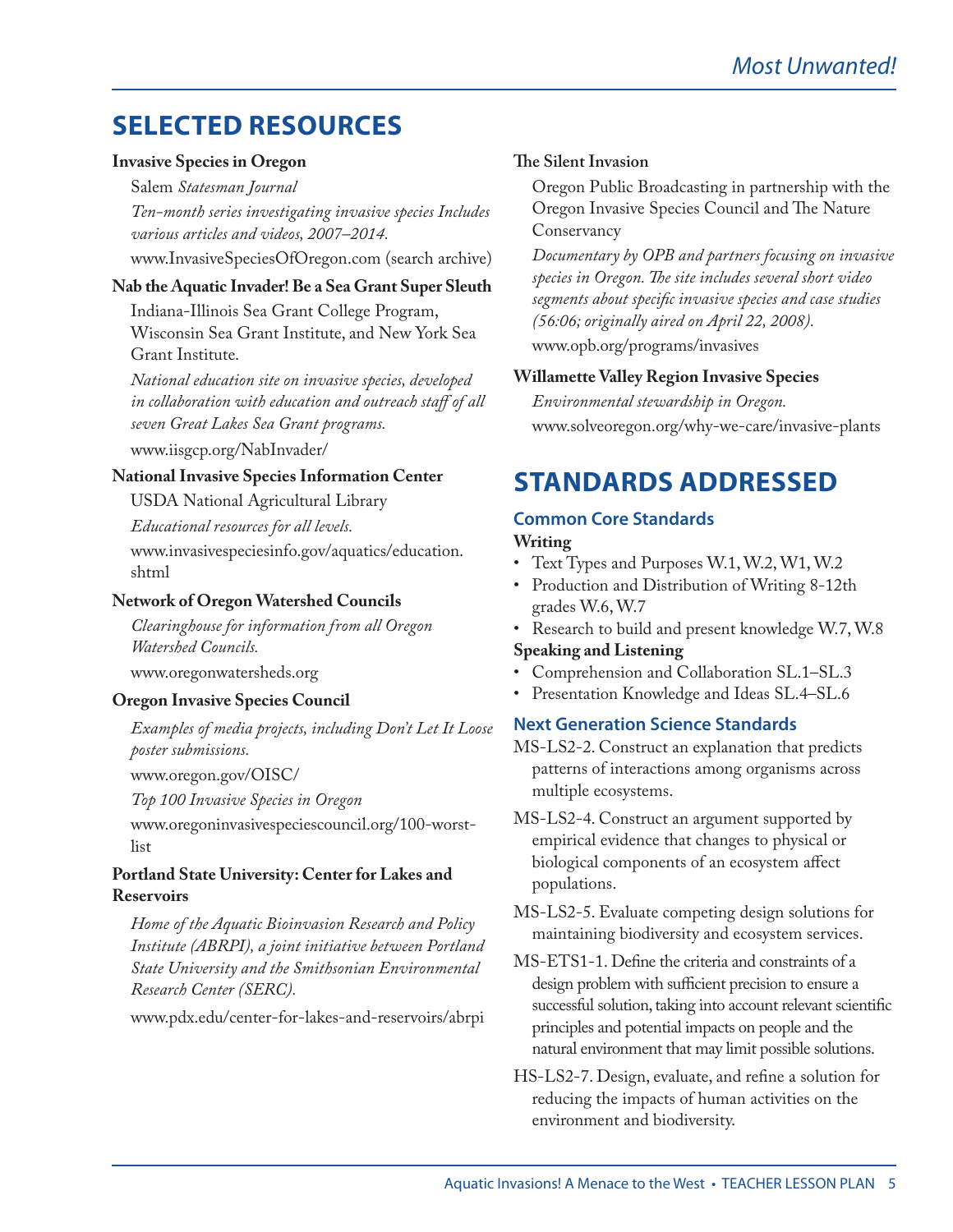## SELECTED RESOURCES

**Invasive Species in Oregon**

Salem *Statesman Journal*

*Ten-month series investigating invasive species Includes various articles and videos, 2007–2014.*

www.InvasiveSpeciesOfOregon.com (search archive)

**Nab the Aquatic Invader! Be a Sea Grant Super Sleuth**

Indiana-Illinois Sea Grant College Program, Wisconsin Sea Grant Institute, and New York Sea Grant Institute.

*National education site on invasive species, developed in collaboration with education and outreach staff of all seven Great Lakes Sea Grant programs.*

www.iisgcp.org/NabInvader/

**National Invasive Species Information Center**

USDA National Agricultural Library

*Educational resources for all levels.*

www.invasivespeciesinfo.gov/aquatics/education.shtml

**Network of Oregon Watershed Councils**

*Clearinghouse for information from all Oregon Watershed Councils.*

www.oregonwatersheds.org

**Oregon Invasive Species Council**

*Examples of media projects, including Don't Let It Loose poster submissions.*

www.oregon.gov/OISC/

*Top 100 Invasive Species in Oregon*

www.oregoninvasivespeciescouncil.org/100-worst-list

**Portland State University: Center for Lakes and Reservoirs**

*Home of the Aquatic Bioinvasion Research and Policy Institute (ABRPI), a joint initiative between Portland State University and the Smithsonian Environmental Research Center (SERC).*

www.pdx.edu/center-for-lakes-and-reservoirs/abrpi

**The Silent Invasion**

Oregon Public Broadcasting in partnership with the Oregon Invasive Species Council and The Nature Conservancy

*Documentary by OPB and partners focusing on invasive species in Oregon. The site includes several short video segments about specific invasive species and case studies (56:06; originally aired on April 22, 2008).*

www.opb.org/programs/invasives

**Willamette Valley Region Invasive Species**

*Environmental stewardship in Oregon.*

www.solveoregon.org/why-we-care/invasive-plants

## STANDARDS ADDRESSED

### Common Core Standards

**Writing**

- Text Types and Purposes W.1, W.2, W1, W.2
- Production and Distribution of Writing 8-12th grades W.6, W.7
- Research to build and present knowledge W.7, W.8

**Speaking and Listening**

- Comprehension and Collaboration SL.1–SL.3
- Presentation Knowledge and Ideas SL.4–SL.6

### Next Generation Science Standards

MS-LS2-2. Construct an explanation that predicts patterns of interactions among organisms across multiple ecosystems.

MS-LS2-4. Construct an argument supported by empirical evidence that changes to physical or biological components of an ecosystem affect populations.

MS-LS2-5. Evaluate competing design solutions for maintaining biodiversity and ecosystem services.

MS-ETS1-1. Define the criteria and constraints of a design problem with sufficient precision to ensure a successful solution, taking into account relevant scientific principles and potential impacts on people and the natural environment that may limit possible solutions.

HS-LS2-7. Design, evaluate, and refine a solution for reducing the impacts of human activities on the environment and biodiversity.